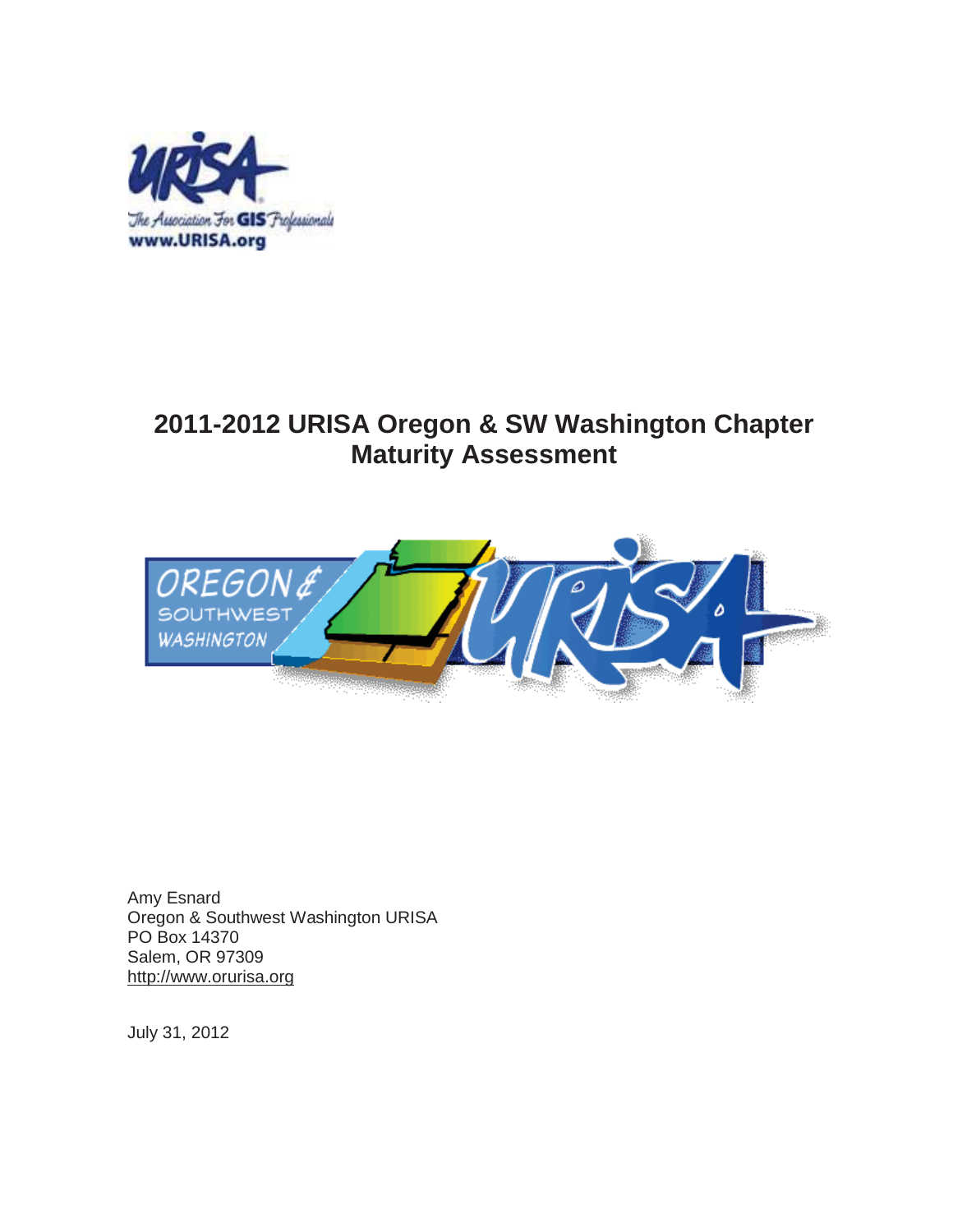# 2011-2012 URISA Oregon & SW Washington Chapter Maturity Assessment

Amy Esnard
Oregon & Southwest Washington URISA
PO Box 14370
Salem, OR 97309
http://www.orurisa.org

July 31, 2012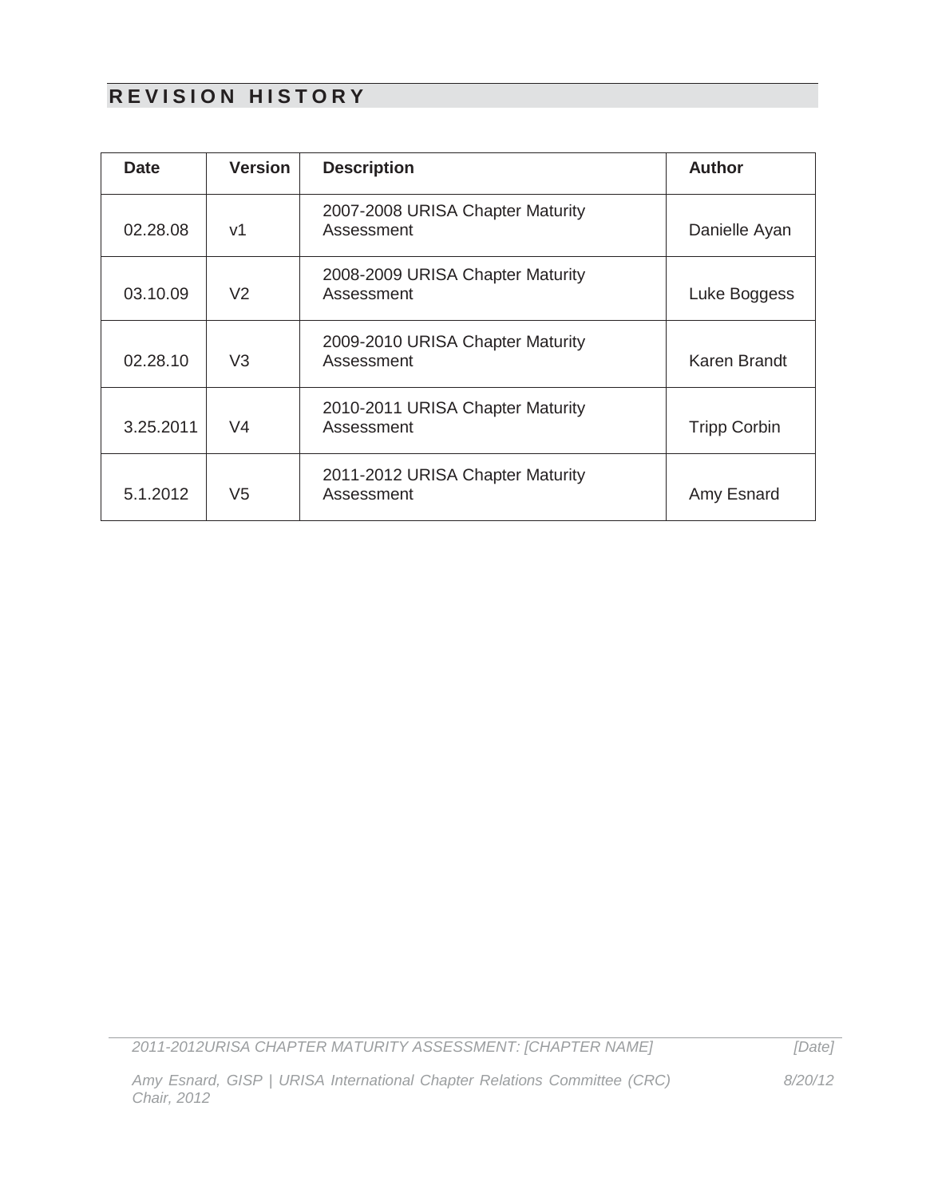## REVISION HISTORY

| Date | Version | Description | Author |
| --- | --- | --- | --- |
| 02.28.08 | v1 | 2007-2008 URISA Chapter Maturity Assessment | Danielle Ayan |
| 03.10.09 | V2 | 2008-2009 URISA Chapter Maturity Assessment | Luke Boggess |
| 02.28.10 | V3 | 2009-2010 URISA Chapter Maturity Assessment | Karen Brandt |
| 3.25.2011 | V4 | 2010-2011 URISA Chapter Maturity Assessment | Tripp Corbin |
| 5.1.2012 | V5 | 2011-2012 URISA Chapter Maturity Assessment | Amy Esnard |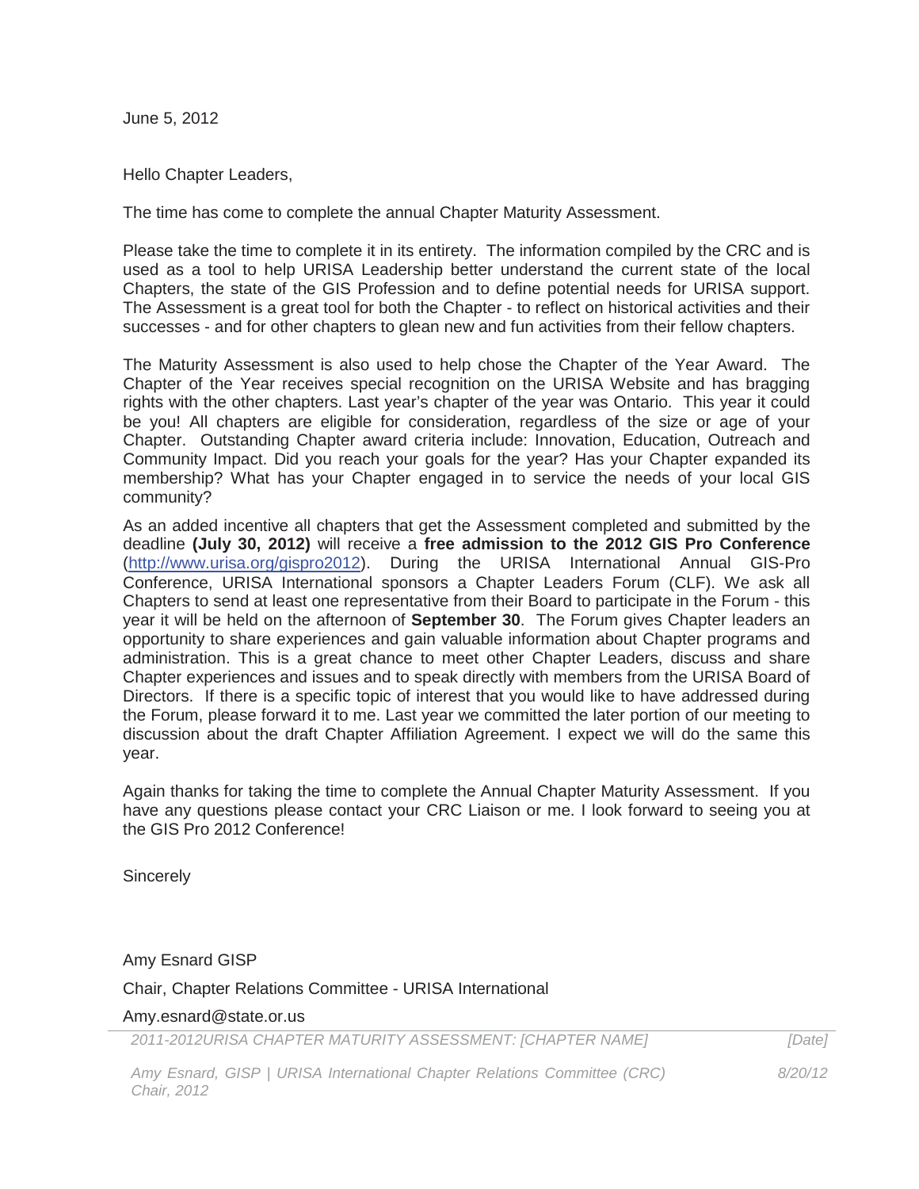June 5, 2012

Hello Chapter Leaders,

The time has come to complete the annual Chapter Maturity Assessment.

Please take the time to complete it in its entirety. The information compiled by the CRC and is used as a tool to help URISA Leadership better understand the current state of the local Chapters, the state of the GIS Profession and to define potential needs for URISA support. The Assessment is a great tool for both the Chapter - to reflect on historical activities and their successes - and for other chapters to glean new and fun activities from their fellow chapters.

The Maturity Assessment is also used to help chose the Chapter of the Year Award. The Chapter of the Year receives special recognition on the URISA Website and has bragging rights with the other chapters. Last year's chapter of the year was Ontario. This year it could be you! All chapters are eligible for consideration, regardless of the size or age of your Chapter. Outstanding Chapter award criteria include: Innovation, Education, Outreach and Community Impact. Did you reach your goals for the year? Has your Chapter expanded its membership? What has your Chapter engaged in to service the needs of your local GIS community?

As an added incentive all chapters that get the Assessment completed and submitted by the deadline **(July 30, 2012)** will receive a **free admission to the 2012 GIS Pro Conference** ([http://www.urisa.org/gispro2012](http://www.urisa.org/gispro2012)). During the URISA International Annual GIS-Pro Conference, URISA International sponsors a Chapter Leaders Forum (CLF). We ask all Chapters to send at least one representative from their Board to participate in the Forum - this year it will be held on the afternoon of **September 30**. The Forum gives Chapter leaders an opportunity to share experiences and gain valuable information about Chapter programs and administration. This is a great chance to meet other Chapter Leaders, discuss and share Chapter experiences and issues and to speak directly with members from the URISA Board of Directors. If there is a specific topic of interest that you would like to have addressed during the Forum, please forward it to me. Last year we committed the later portion of our meeting to discussion about the draft Chapter Affiliation Agreement. I expect we will do the same this year.

Again thanks for taking the time to complete the Annual Chapter Maturity Assessment. If you have any questions please contact your CRC Liaison or me. I look forward to seeing you at the GIS Pro 2012 Conference!

Sincerely

Amy Esnard GISP

Chair, Chapter Relations Committee - URISA International

Amy.esnard@state.or.us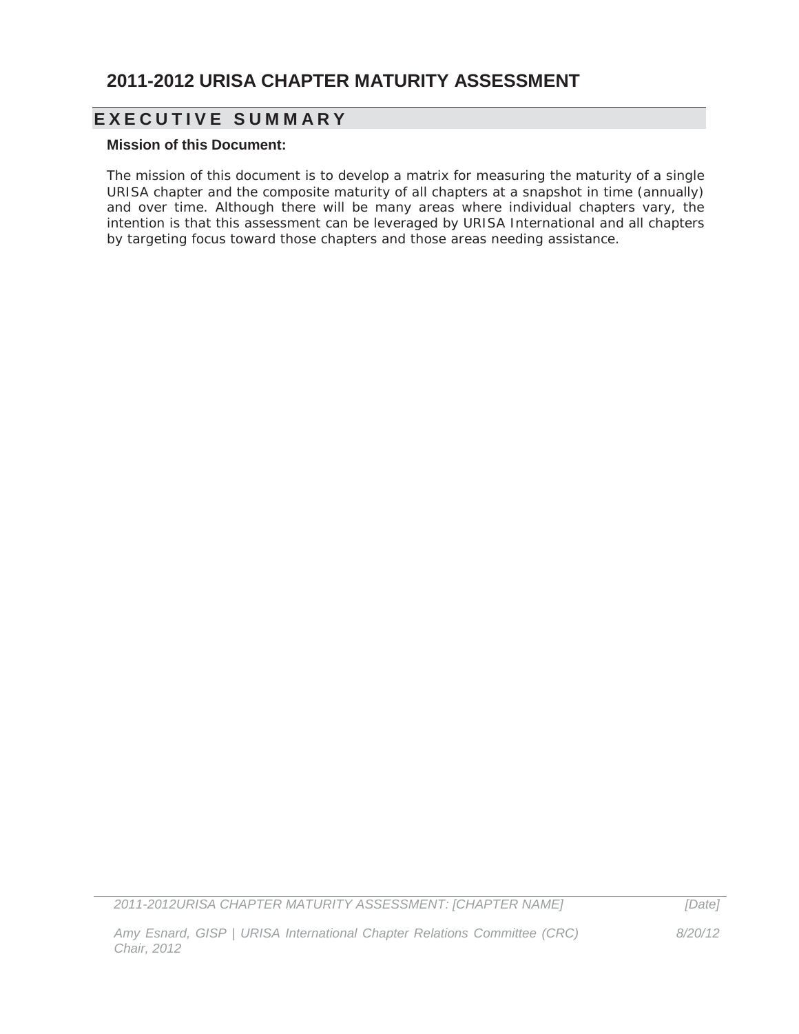# 2011-2012 URISA CHAPTER MATURITY ASSESSMENT

## EXECUTIVE SUMMARY

**Mission of this Document:**

The mission of this document is to develop a matrix for measuring the maturity of a single URISA chapter and the composite maturity of all chapters at a snapshot in time (annually) and over time. Although there will be many areas where individual chapters vary, the intention is that this assessment can be leveraged by URISA International and all chapters by targeting focus toward those chapters and those areas needing assistance.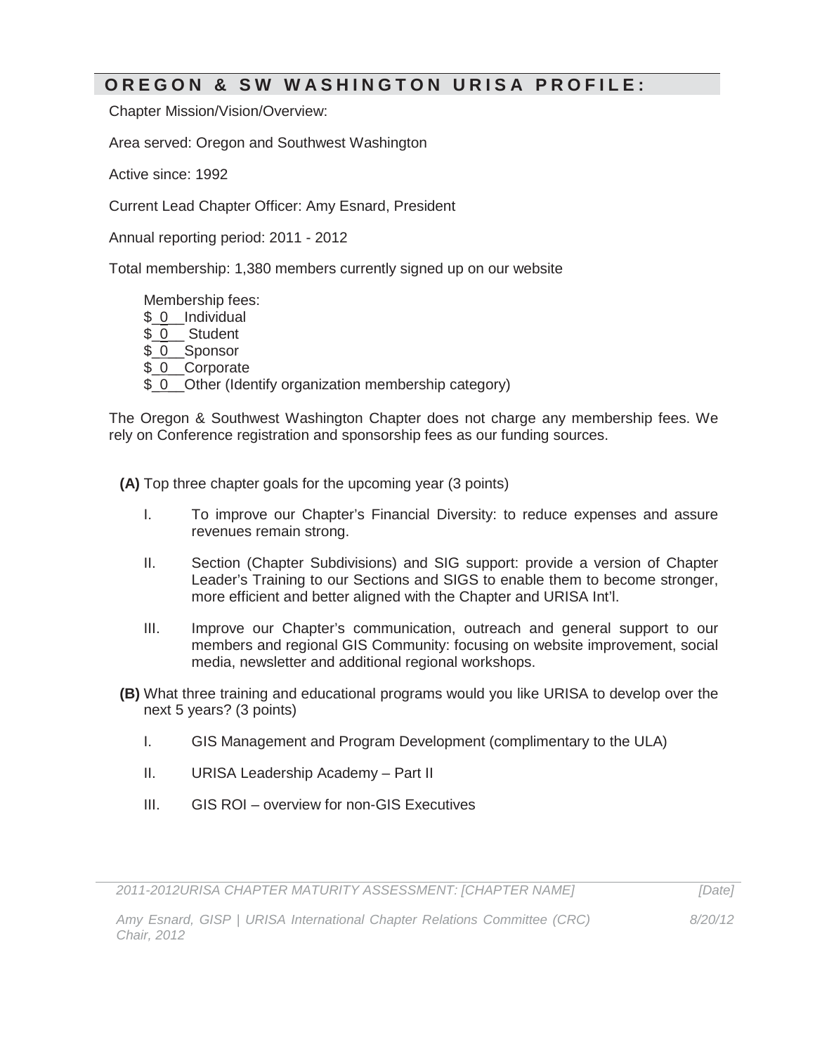## OREGON & SW WASHINGTON URISA PROFILE:

Chapter Mission/Vision/Overview:

Area served: Oregon and Southwest Washington

Active since: 1992

Current Lead Chapter Officer: Amy Esnard, President

Annual reporting period: 2011 - 2012

Total membership: 1,380 members currently signed up on our website

Membership fees:
$_0__Individual
$_0__ Student
$_0__Sponsor
$_0__Corporate
$_0__Other (Identify organization membership category)

The Oregon & Southwest Washington Chapter does not charge any membership fees. We rely on Conference registration and sponsorship fees as our funding sources.

**(A)** Top three chapter goals for the upcoming year (3 points)

I. To improve our Chapter's Financial Diversity: to reduce expenses and assure revenues remain strong.

II. Section (Chapter Subdivisions) and SIG support: provide a version of Chapter Leader's Training to our Sections and SIGS to enable them to become stronger, more efficient and better aligned with the Chapter and URISA Int'l.

III. Improve our Chapter's communication, outreach and general support to our members and regional GIS Community: focusing on website improvement, social media, newsletter and additional regional workshops.

**(B)** What three training and educational programs would you like URISA to develop over the next 5 years? (3 points)

I. GIS Management and Program Development (complimentary to the ULA)

II. URISA Leadership Academy – Part II

III. GIS ROI – overview for non-GIS Executives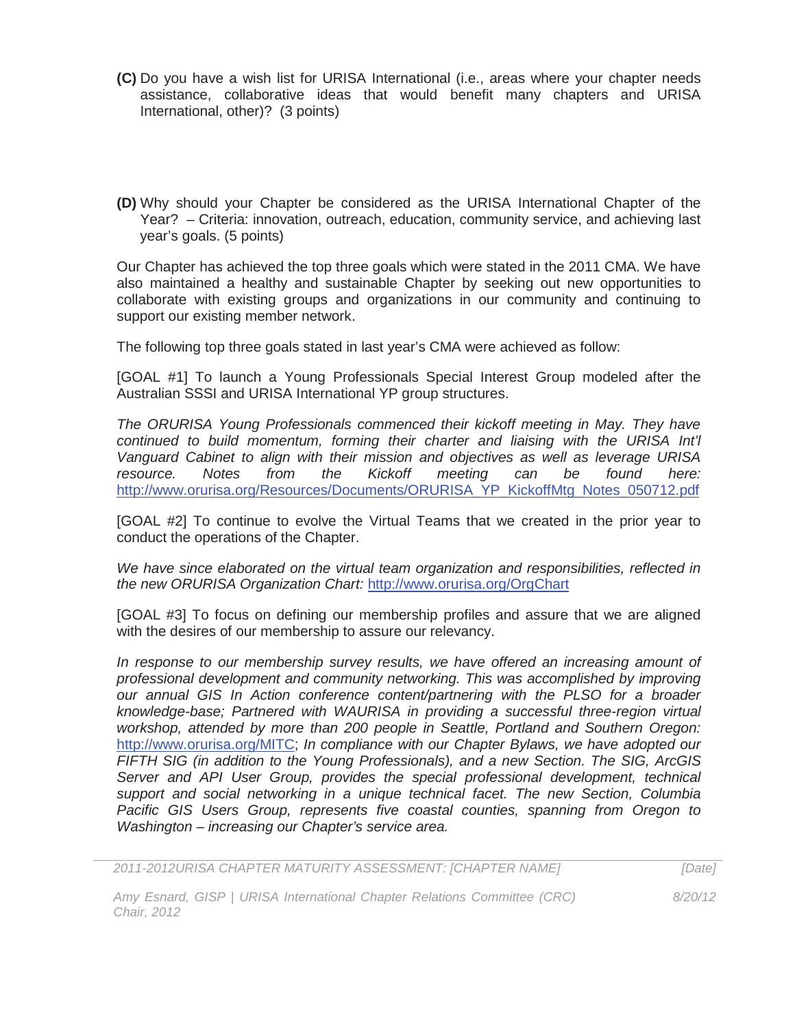**(C)** Do you have a wish list for URISA International (i.e., areas where your chapter needs assistance, collaborative ideas that would benefit many chapters and URISA International, other)? (3 points)

**(D)** Why should your Chapter be considered as the URISA International Chapter of the Year? – Criteria: innovation, outreach, education, community service, and achieving last year's goals. (5 points)

Our Chapter has achieved the top three goals which were stated in the 2011 CMA. We have also maintained a healthy and sustainable Chapter by seeking out new opportunities to collaborate with existing groups and organizations in our community and continuing to support our existing member network.

The following top three goals stated in last year's CMA were achieved as follow:

[GOAL #1] To launch a Young Professionals Special Interest Group modeled after the Australian SSSI and URISA International YP group structures.

*The ORURISA Young Professionals commenced their kickoff meeting in May. They have continued to build momentum, forming their charter and liaising with the URISA Int'l Vanguard Cabinet to align with their mission and objectives as well as leverage URISA resource. Notes from the Kickoff meeting can be found here:* http://www.orurisa.org/Resources/Documents/ORURISA_YP_KickoffMtg_Notes_050712.pdf

[GOAL #2] To continue to evolve the Virtual Teams that we created in the prior year to conduct the operations of the Chapter.

*We have since elaborated on the virtual team organization and responsibilities, reflected in the new ORURISA Organization Chart:* http://www.orurisa.org/OrgChart

[GOAL #3] To focus on defining our membership profiles and assure that we are aligned with the desires of our membership to assure our relevancy.

*In response to our membership survey results, we have offered an increasing amount of professional development and community networking. This was accomplished by improving our annual GIS In Action conference content/partnering with the PLSO for a broader knowledge-base; Partnered with WAURISA in providing a successful three-region virtual workshop, attended by more than 200 people in Seattle, Portland and Southern Oregon:* http://www.orurisa.org/MITC; *In compliance with our Chapter Bylaws, we have adopted our FIFTH SIG (in addition to the Young Professionals), and a new Section. The SIG, ArcGIS Server and API User Group, provides the special professional development, technical support and social networking in a unique technical facet. The new Section, Columbia Pacific GIS Users Group, represents five coastal counties, spanning from Oregon to Washington – increasing our Chapter's service area.*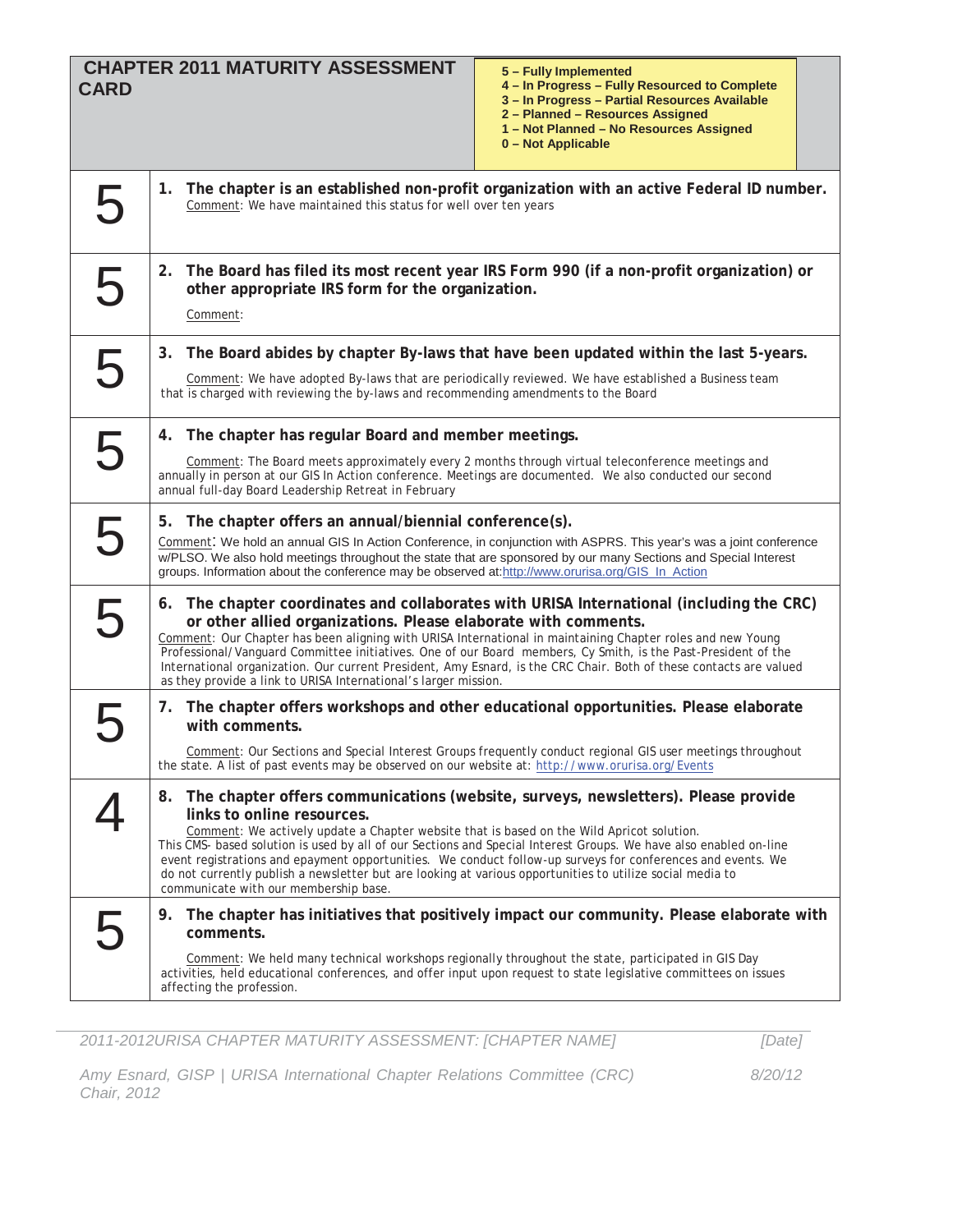## CHAPTER 2011 MATURITY ASSESSMENT CARD

**5 – Fully Implemented**
**4 – In Progress – Fully Resourced to Complete**
**3 – In Progress – Partial Resources Available**
**2 – Planned – Resources Assigned**
**1 – Not Planned – No Resources Assigned**
**0 – Not Applicable**

| Score | Item |
|---|---|
| 5 | **1. The chapter is an established non-profit organization with an active Federal ID number.** Comment: We have maintained this status for well over ten years |
| 5 | **2. The Board has filed its most recent year IRS Form 990 (if a non-profit organization) or other appropriate IRS form for the organization.** Comment: |
| 5 | **3. The Board abides by chapter By-laws that have been updated within the last 5-years.** Comment: We have adopted By-laws that are periodically reviewed. We have established a Business team that is charged with reviewing the by-laws and recommending amendments to the Board |
| 5 | **4. The chapter has regular Board and member meetings.** Comment: The Board meets approximately every 2 months through virtual teleconference meetings and annually in person at our GIS In Action conference. Meetings are documented. We also conducted our second annual full-day Board Leadership Retreat in February |
| 5 | **5. The chapter offers an annual/biennial conference(s).** Comment: We hold an annual GIS In Action Conference, in conjunction with ASPRS. This year's was a joint conference w/PLSO. We also hold meetings throughout the state that are sponsored by our many Sections and Special Interest groups. Information about the conference may be observed at: http://www.orurisa.org/GIS_In_Action |
| 5 | **6. The chapter coordinates and collaborates with URISA International (including the CRC) or other allied organizations. Please elaborate with comments.** Comment: Our Chapter has been aligning with URISA International in maintaining Chapter roles and new Young Professional/Vanguard Committee initiatives. One of our Board members, Cy Smith, is the Past-President of the International organization. Our current President, Amy Esnard, is the CRC Chair. Both of these contacts are valued as they provide a link to URISA International's larger mission. |
| 5 | **7. The chapter offers workshops and other educational opportunities. Please elaborate with comments.** Comment: Our Sections and Special Interest Groups frequently conduct regional GIS user meetings throughout the state. A list of past events may be observed on our website at: http://www.orurisa.org/Events |
| 4 | **8. The chapter offers communications (website, surveys, newsletters). Please provide links to online resources.** Comment: We actively update a Chapter website that is based on the Wild Apricot solution. This CMS- based solution is used by all of our Sections and Special Interest Groups. We have also enabled on-line event registrations and epayment opportunities. We conduct follow-up surveys for conferences and events. We do not currently publish a newsletter but are looking at various opportunities to utilize social media to communicate with our membership base. |
| 5 | **9. The chapter has initiatives that positively impact our community. Please elaborate with comments.** Comment: We held many technical workshops regionally throughout the state, participated in GIS Day activities, held educational conferences, and offer input upon request to state legislative committees on issues affecting the profession. |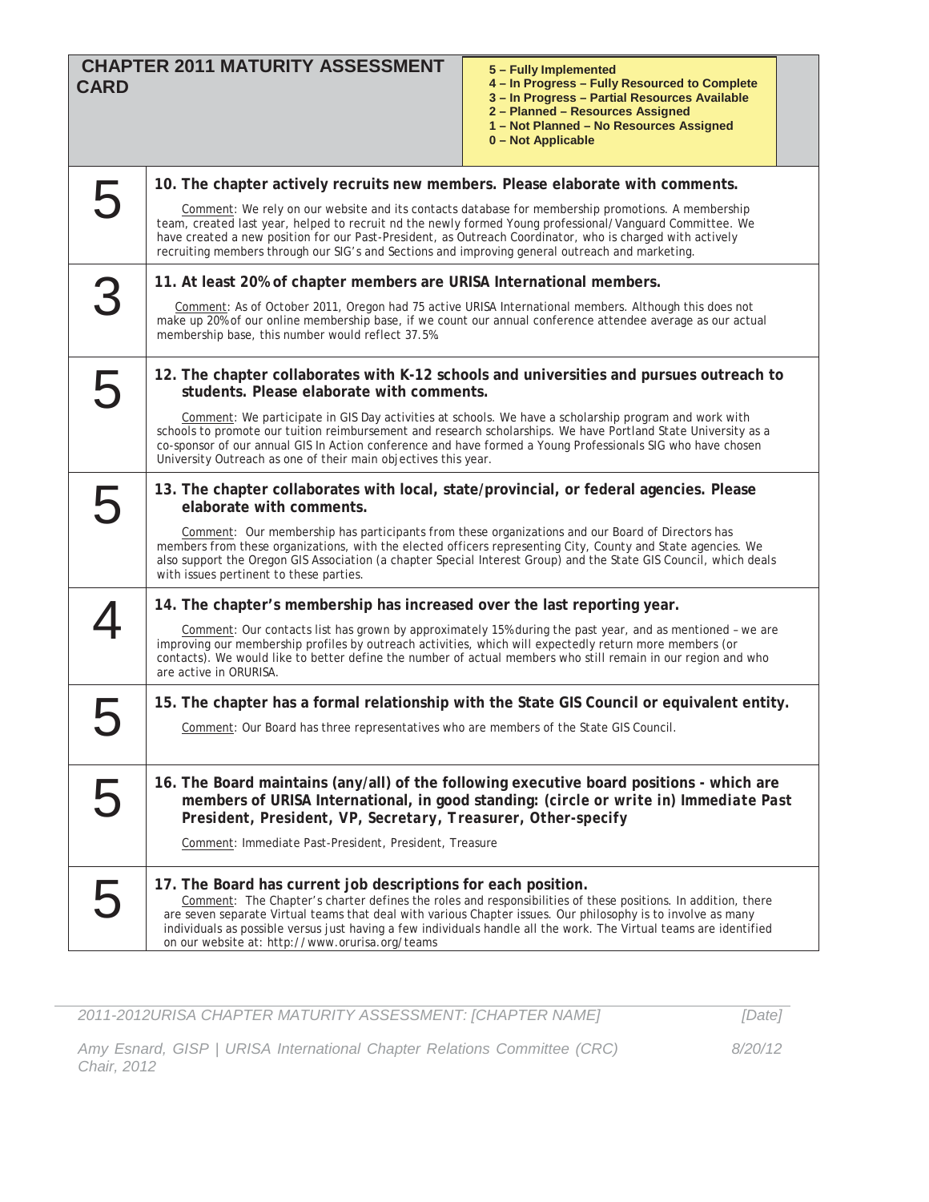| CHAPTER 2011 MATURITY ASSESSMENT CARD | 5 – Fully Implemented<br>4 – In Progress – Fully Resourced to Complete<br>3 – In Progress – Partial Resources Available<br>2 – Planned – Resources Assigned<br>1 – Not Planned – No Resources Assigned<br>0 – Not Applicable |
|---|---|
| 5 | **10. The chapter actively recruits new members. Please elaborate with comments.**<br><br>Comment: We rely on our website and its contacts database for membership promotions. A membership team, created last year, helped to recruit nd the newly formed Young professional/Vanguard Committee. We have created a new position for our Past-President, as Outreach Coordinator, who is charged with actively recruiting members through our SIG's and Sections and improving general outreach and marketing. |
| 3 | **11. At least 20% of chapter members are URISA International members.**<br><br>Comment: As of October 2011, Oregon had 75 active URISA International members. Although this does not make up 20% of our online membership base, if we count our annual conference attendee average as our actual membership base, this number would reflect 37.5%. |
| 5 | **12. The chapter collaborates with K-12 schools and universities and pursues outreach to students. Please elaborate with comments.**<br><br>Comment: We participate in GIS Day activities at schools. We have a scholarship program and work with schools to promote our tuition reimbursement and research scholarships. We have Portland State University as a co-sponsor of our annual GIS In Action conference and have formed a Young Professionals SIG who have chosen University Outreach as one of their main objectives this year. |
| 5 | **13. The chapter collaborates with local, state/provincial, or federal agencies. Please elaborate with comments.**<br><br>Comment: Our membership has participants from these organizations and our Board of Directors has members from these organizations, with the elected officers representing City, County and State agencies. We also support the Oregon GIS Association (a chapter Special Interest Group) and the State GIS Council, which deals with issues pertinent to these parties. |
| 4 | **14. The chapter's membership has increased over the last reporting year.**<br><br>Comment: Our contacts list has grown by approximately 15% during the past year, and as mentioned – we are improving our membership profiles by outreach activities, which will expectedly return more members (or contacts). We would like to better define the number of actual members who still remain in our region and who are active in ORURISA. |
| 5 | **15. The chapter has a formal relationship with the State GIS Council or equivalent entity.**<br><br>Comment: Our Board has three representatives who are members of the State GIS Council. |
| 5 | **16. The Board maintains (any/all) of the following executive board positions - which are members of URISA International, in good standing: (*circle or write in*) *Immediate Past President, President, VP, Secretary, Treasurer, Other-specify***<br><br>Comment: Immediate Past-President, President, Treasure |
| 5 | **17. The Board has current job descriptions for each position.**<br>Comment: The Chapter's charter defines the roles and responsibilities of these positions. In addition, there are seven separate Virtual teams that deal with various Chapter issues. Our philosophy is to involve as many individuals as possible versus just having a few individuals handle all the work. The Virtual teams are identified on our website at: http://www.orurisa.org/teams |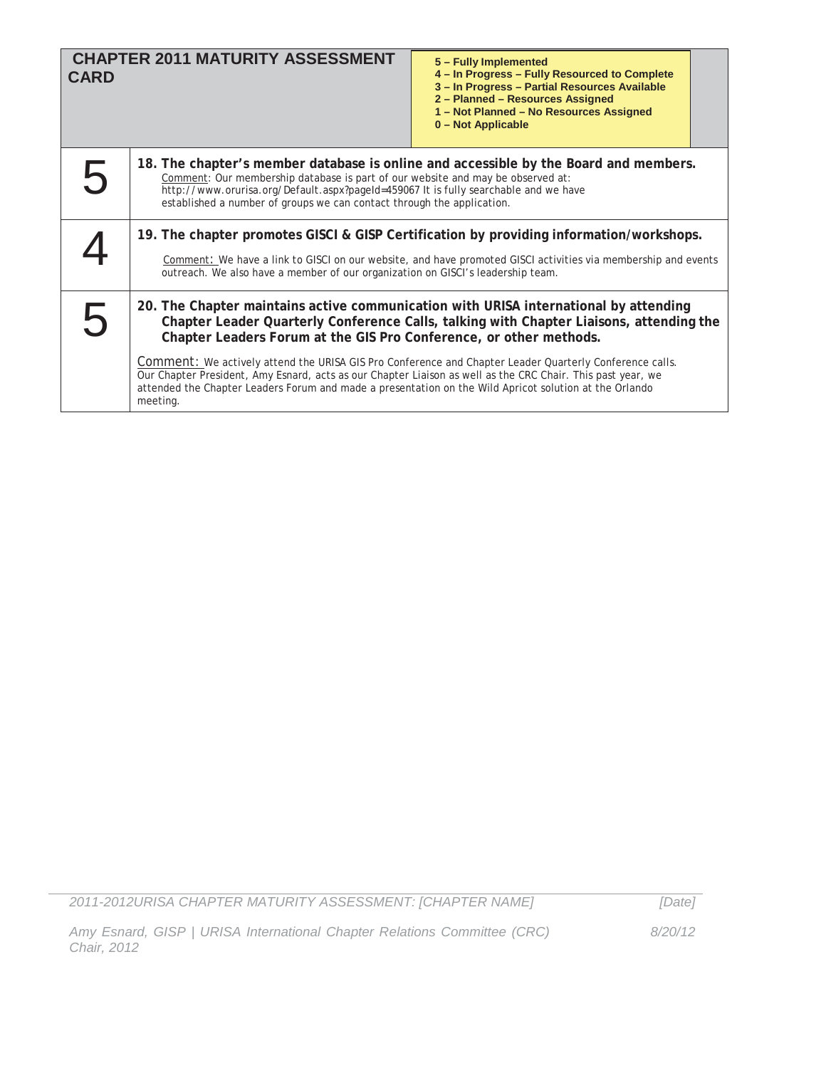| CHAPTER 2011 MATURITY ASSESSMENT CARD | 5 – Fully Implemented<br>4 – In Progress – Fully Resourced to Complete<br>3 – In Progress – Partial Resources Available<br>2 – Planned – Resources Assigned<br>1 – Not Planned – No Resources Assigned<br>0 – Not Applicable |
|---|---|
| 5 | **18. The chapter's member database is online and accessible by the Board and members.**<br>Comment: Our membership database is part of our website and may be observed at: http://www.orurisa.org/Default.aspx?pageId=459067 It is fully searchable and we have established a number of groups we can contact through the application. |
| 4 | **19. The chapter promotes GISCI & GISP Certification by providing information/workshops.**<br>Comment: We have a link to GISCI on our website, and have promoted GISCI activities via membership and events outreach. We also have a member of our organization on GISCI's leadership team. |
| 5 | **20. The Chapter maintains active communication with URISA international by attending Chapter Leader Quarterly Conference Calls, talking with Chapter Liaisons, attending the Chapter Leaders Forum at the GIS Pro Conference, or other methods.**<br>Comment: We actively attend the URISA GIS Pro Conference and Chapter Leader Quarterly Conference calls. Our Chapter President, Amy Esnard, acts as our Chapter Liaison as well as the CRC Chair. This past year, we attended the Chapter Leaders Forum and made a presentation on the Wild Apricot solution at the Orlando meeting. |